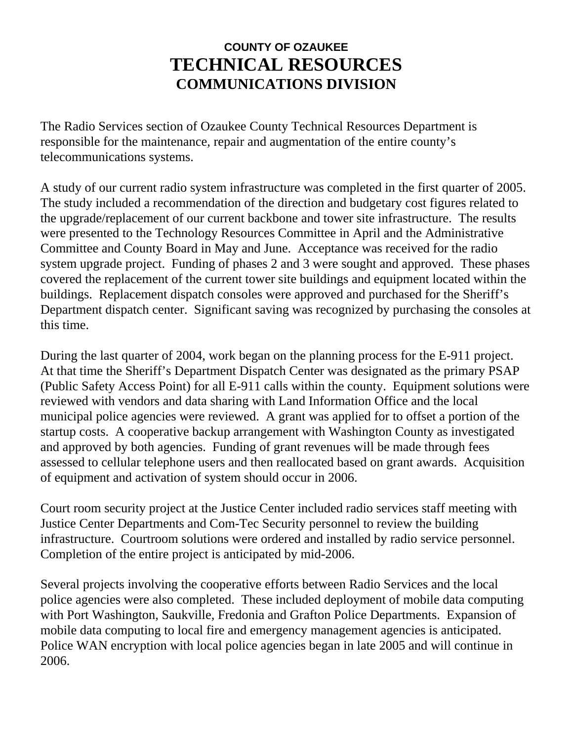**COUNTY OF OZAUKEE**

# TECHNICAL RESOURCES

## COMMUNICATIONS DIVISION

The Radio Services section of Ozaukee County Technical Resources Department is responsible for the maintenance, repair and augmentation of the entire county's telecommunications systems.

A study of our current radio system infrastructure was completed in the first quarter of 2005. The study included a recommendation of the direction and budgetary cost figures related to the upgrade/replacement of our current backbone and tower site infrastructure. The results were presented to the Technology Resources Committee in April and the Administrative Committee and County Board in May and June. Acceptance was received for the radio system upgrade project. Funding of phases 2 and 3 were sought and approved. These phases covered the replacement of the current tower site buildings and equipment located within the buildings. Replacement dispatch consoles were approved and purchased for the Sheriff's Department dispatch center. Significant saving was recognized by purchasing the consoles at this time.

During the last quarter of 2004, work began on the planning process for the E-911 project. At that time the Sheriff's Department Dispatch Center was designated as the primary PSAP (Public Safety Access Point) for all E-911 calls within the county. Equipment solutions were reviewed with vendors and data sharing with Land Information Office and the local municipal police agencies were reviewed. A grant was applied for to offset a portion of the startup costs. A cooperative backup arrangement with Washington County as investigated and approved by both agencies. Funding of grant revenues will be made through fees assessed to cellular telephone users and then reallocated based on grant awards. Acquisition of equipment and activation of system should occur in 2006.

Court room security project at the Justice Center included radio services staff meeting with Justice Center Departments and Com-Tec Security personnel to review the building infrastructure. Courtroom solutions were ordered and installed by radio service personnel. Completion of the entire project is anticipated by mid-2006.

Several projects involving the cooperative efforts between Radio Services and the local police agencies were also completed. These included deployment of mobile data computing with Port Washington, Saukville, Fredonia and Grafton Police Departments. Expansion of mobile data computing to local fire and emergency management agencies is anticipated. Police WAN encryption with local police agencies began in late 2005 and will continue in 2006.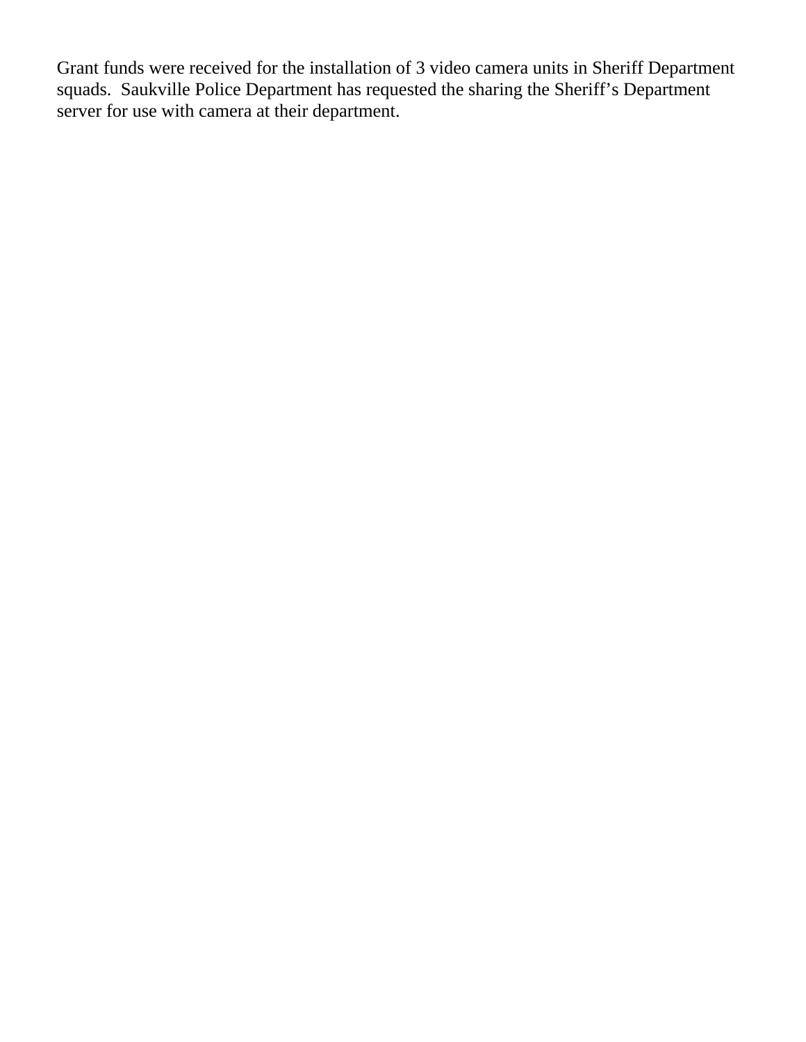Grant funds were received for the installation of 3 video camera units in Sheriff Department squads. Saukville Police Department has requested the sharing the Sheriff's Department server for use with camera at their department.